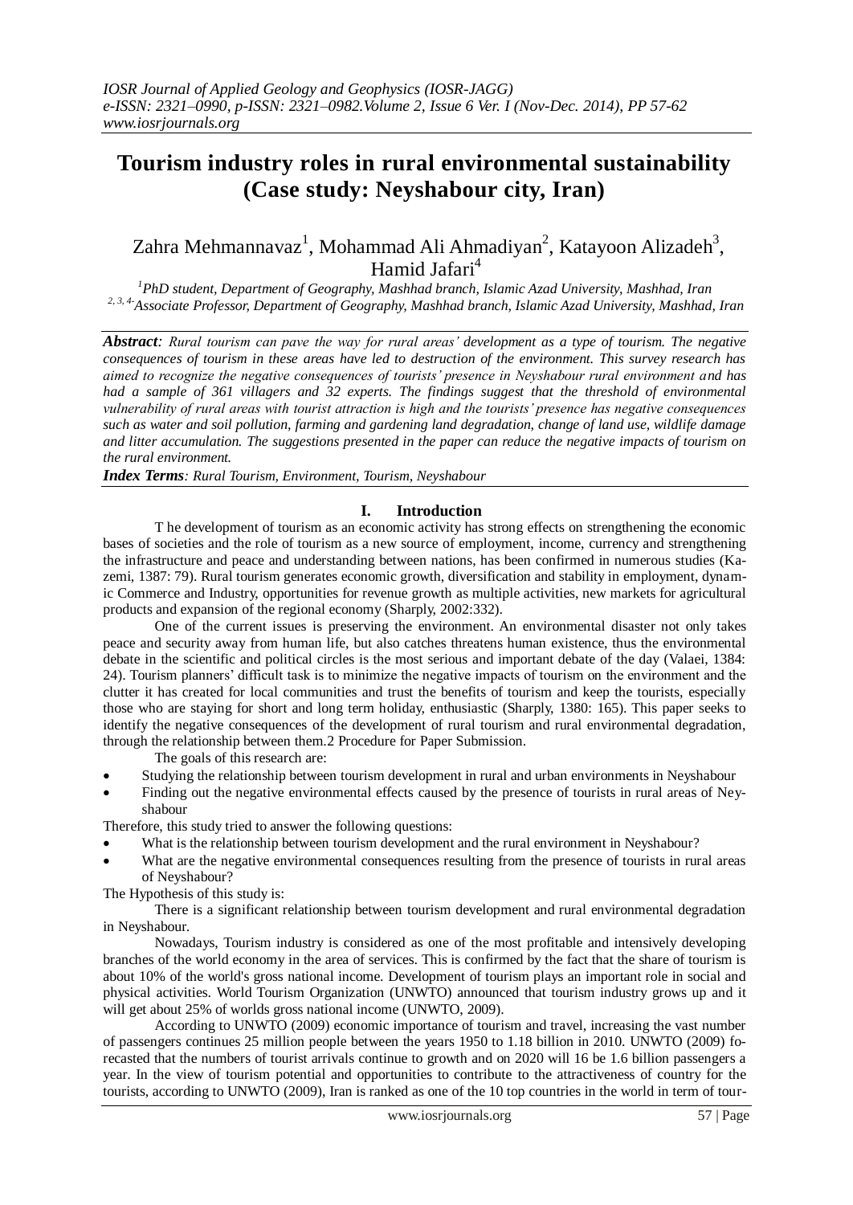# Tourism industry roles in rural environmental sustainability (Case study: Neyshabour city, Iran)

Zahra Mehmannavaz[1], Mohammad Ali Ahmadiyan[2], Katayoon Alizadeh[3], Hamid Jafari[4]

[1]PhD student, Department of Geography, Mashhad branch, Islamic Azad University, Mashhad, Iran
[2, 3, 4]Associate Professor, Department of Geography, Mashhad branch, Islamic Azad University, Mashhad, Iran

***Abstract**: Rural tourism can pave the way for rural areas' development as a type of tourism. The negative consequences of tourism in these areas have led to destruction of the environment. This survey research has aimed to recognize the negative consequences of tourists' presence in Neyshabour rural environment and has had a sample of 361 villagers and 32 experts. The findings suggest that the threshold of environmental vulnerability of rural areas with tourist attraction is high and the tourists' presence has negative consequences such as water and soil pollution, farming and gardening land degradation, change of land use, wildlife damage and litter accumulation. The suggestions presented in the paper can reduce the negative impacts of tourism on the rural environment.*

***Index Terms**: Rural Tourism, Environment, Tourism, Neyshabour*

## I. Introduction

T he development of tourism as an economic activity has strong effects on strengthening the economic bases of societies and the role of tourism as a new source of employment, income, currency and strengthening the infrastructure and peace and understanding between nations, has been confirmed in numerous studies (Kazemi, 1387: 79). Rural tourism generates economic growth, diversification and stability in employment, dynamic Commerce and Industry, opportunities for revenue growth as multiple activities, new markets for agricultural products and expansion of the regional economy (Sharply, 2002:332).

One of the current issues is preserving the environment. An environmental disaster not only takes peace and security away from human life, but also catches threatens human existence, thus the environmental debate in the scientific and political circles is the most serious and important debate of the day (Valaei, 1384: 24). Tourism planners' difficult task is to minimize the negative impacts of tourism on the environment and the clutter it has created for local communities and trust the benefits of tourism and keep the tourists, especially those who are staying for short and long term holiday, enthusiastic (Sharply, 1380: 165). This paper seeks to identify the negative consequences of the development of rural tourism and rural environmental degradation, through the relationship between them.2 Procedure for Paper Submission.

The goals of this research are:

- Studying the relationship between tourism development in rural and urban environments in Neyshabour
- Finding out the negative environmental effects caused by the presence of tourists in rural areas of Neyshabour

Therefore, this study tried to answer the following questions:

- What is the relationship between tourism development and the rural environment in Neyshabour?
- What are the negative environmental consequences resulting from the presence of tourists in rural areas of Neyshabour?

The Hypothesis of this study is:

There is a significant relationship between tourism development and rural environmental degradation in Neyshabour.

Nowadays, Tourism industry is considered as one of the most profitable and intensively developing branches of the world economy in the area of services. This is confirmed by the fact that the share of tourism is about 10% of the world's gross national income. Development of tourism plays an important role in social and physical activities. World Tourism Organization (UNWTO) announced that tourism industry grows up and it will get about 25% of worlds gross national income (UNWTO, 2009).

According to UNWTO (2009) economic importance of tourism and travel, increasing the vast number of passengers continues 25 million people between the years 1950 to 1.18 billion in 2010. UNWTO (2009) forecasted that the numbers of tourist arrivals continue to growth and on 2020 will 16 be 1.6 billion passengers a year. In the view of tourism potential and opportunities to contribute to the attractiveness of country for the tourists, according to UNWTO (2009), Iran is ranked as one of the 10 top countries in the world in term of tour-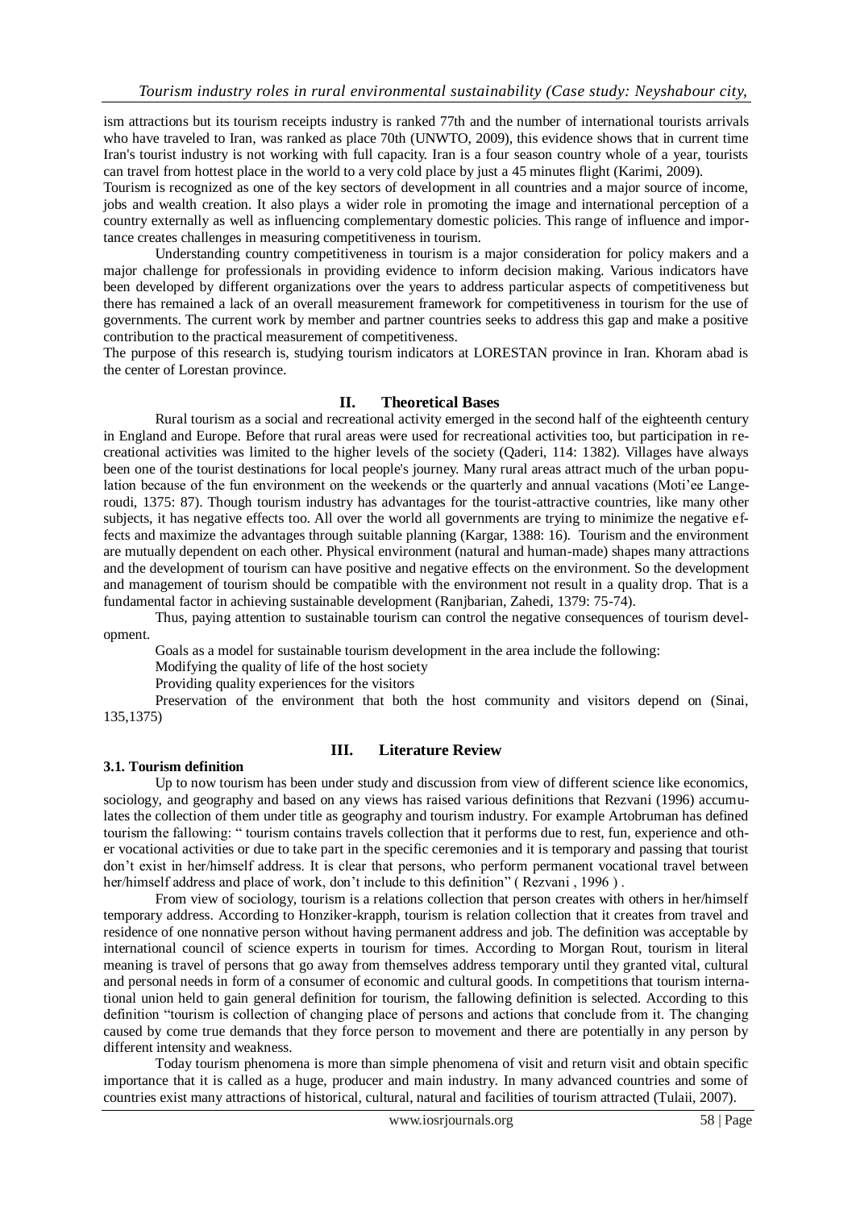ism attractions but its tourism receipts industry is ranked 77th and the number of international tourists arrivals who have traveled to Iran, was ranked as place 70th (UNWTO, 2009), this evidence shows that in current time Iran's tourist industry is not working with full capacity. Iran is a four season country whole of a year, tourists can travel from hottest place in the world to a very cold place by just a 45 minutes flight (Karimi, 2009).

Tourism is recognized as one of the key sectors of development in all countries and a major source of income, jobs and wealth creation. It also plays a wider role in promoting the image and international perception of a country externally as well as influencing complementary domestic policies. This range of influence and importance creates challenges in measuring competitiveness in tourism.

Understanding country competitiveness in tourism is a major consideration for policy makers and a major challenge for professionals in providing evidence to inform decision making. Various indicators have been developed by different organizations over the years to address particular aspects of competitiveness but there has remained a lack of an overall measurement framework for competitiveness in tourism for the use of governments. The current work by member and partner countries seeks to address this gap and make a positive contribution to the practical measurement of competitiveness.

The purpose of this research is, studying tourism indicators at LORESTAN province in Iran. Khoram abad is the center of Lorestan province.

## II. Theoretical Bases

Rural tourism as a social and recreational activity emerged in the second half of the eighteenth century in England and Europe. Before that rural areas were used for recreational activities too, but participation in recreational activities was limited to the higher levels of the society (Qaderi, 114: 1382). Villages have always been one of the tourist destinations for local people's journey. Many rural areas attract much of the urban population because of the fun environment on the weekends or the quarterly and annual vacations (Moti'ee Langeroudi, 1375: 87). Though tourism industry has advantages for the tourist-attractive countries, like many other subjects, it has negative effects too. All over the world all governments are trying to minimize the negative effects and maximize the advantages through suitable planning (Kargar, 1388: 16). Tourism and the environment are mutually dependent on each other. Physical environment (natural and human-made) shapes many attractions and the development of tourism can have positive and negative effects on the environment. So the development and management of tourism should be compatible with the environment not result in a quality drop. That is a fundamental factor in achieving sustainable development (Ranjbarian, Zahedi, 1379: 75-74).

Thus, paying attention to sustainable tourism can control the negative consequences of tourism development.

Goals as a model for sustainable tourism development in the area include the following:

Modifying the quality of life of the host society

Providing quality experiences for the visitors

Preservation of the environment that both the host community and visitors depend on (Sinai, 135,1375)

## III. Literature Review

### 3.1. Tourism definition

Up to now tourism has been under study and discussion from view of different science like economics, sociology, and geography and based on any views has raised various definitions that Rezvani (1996) accumulates the collection of them under title as geography and tourism industry. For example Artobruman has defined tourism the fallowing: " tourism contains travels collection that it performs due to rest, fun, experience and other vocational activities or due to take part in the specific ceremonies and it is temporary and passing that tourist don't exist in her/himself address. It is clear that persons, who perform permanent vocational travel between her/himself address and place of work, don't include to this definition" ( Rezvani , 1996 ) .

From view of sociology, tourism is a relations collection that person creates with others in her/himself temporary address. According to Honziker-krapph, tourism is relation collection that it creates from travel and residence of one nonnative person without having permanent address and job. The definition was acceptable by international council of science experts in tourism for times. According to Morgan Rout, tourism in literal meaning is travel of persons that go away from themselves address temporary until they granted vital, cultural and personal needs in form of a consumer of economic and cultural goods. In competitions that tourism international union held to gain general definition for tourism, the fallowing definition is selected. According to this definition "tourism is collection of changing place of persons and actions that conclude from it. The changing caused by come true demands that they force person to movement and there are potentially in any person by different intensity and weakness.

Today tourism phenomena is more than simple phenomena of visit and return visit and obtain specific importance that it is called as a huge, producer and main industry. In many advanced countries and some of countries exist many attractions of historical, cultural, natural and facilities of tourism attracted (Tulaii, 2007).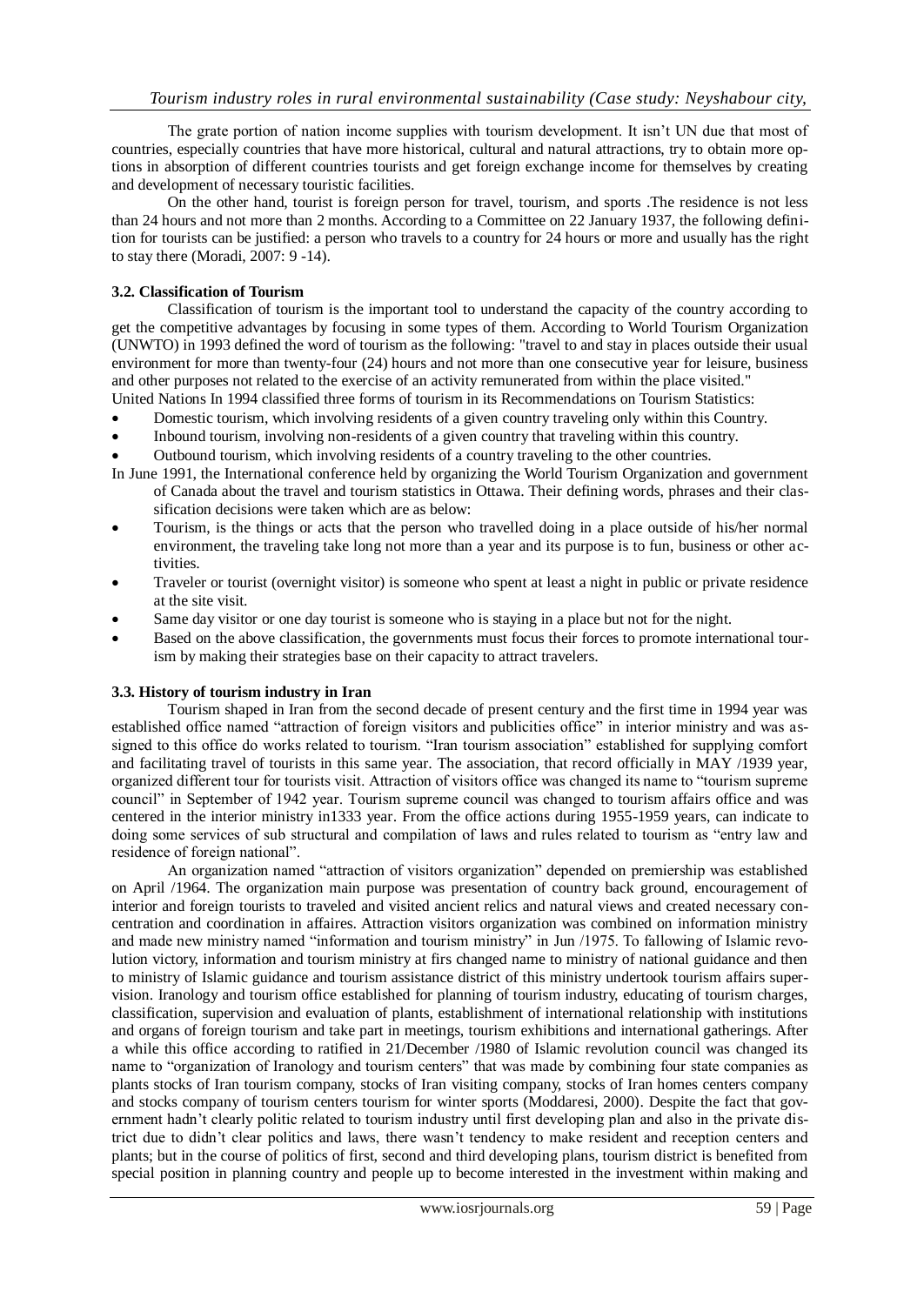The grate portion of nation income supplies with tourism development. It isn't UN due that most of countries, especially countries that have more historical, cultural and natural attractions, try to obtain more options in absorption of different countries tourists and get foreign exchange income for themselves by creating and development of necessary touristic facilities.

On the other hand, tourist is foreign person for travel, tourism, and sports .The residence is not less than 24 hours and not more than 2 months. According to a Committee on 22 January 1937, the following definition for tourists can be justified: a person who travels to a country for 24 hours or more and usually has the right to stay there (Moradi, 2007: 9 -14).

### 3.2. Classification of Tourism

Classification of tourism is the important tool to understand the capacity of the country according to get the competitive advantages by focusing in some types of them. According to World Tourism Organization (UNWTO) in 1993 defined the word of tourism as the following: "travel to and stay in places outside their usual environment for more than twenty-four (24) hours and not more than one consecutive year for leisure, business and other purposes not related to the exercise of an activity remunerated from within the place visited."
United Nations In 1994 classified three forms of tourism in its Recommendations on Tourism Statistics:

- Domestic tourism, which involving residents of a given country traveling only within this Country.
- Inbound tourism, involving non-residents of a given country that traveling within this country.
- Outbound tourism, which involving residents of a country traveling to the other countries.

In June 1991, the International conference held by organizing the World Tourism Organization and government of Canada about the travel and tourism statistics in Ottawa. Their defining words, phrases and their classification decisions were taken which are as below:

- Tourism, is the things or acts that the person who travelled doing in a place outside of his/her normal environment, the traveling take long not more than a year and its purpose is to fun, business or other activities.
- Traveler or tourist (overnight visitor) is someone who spent at least a night in public or private residence at the site visit.
- Same day visitor or one day tourist is someone who is staying in a place but not for the night.
- Based on the above classification, the governments must focus their forces to promote international tourism by making their strategies base on their capacity to attract travelers.

### 3.3. History of tourism industry in Iran

Tourism shaped in Iran from the second decade of present century and the first time in 1994 year was established office named "attraction of foreign visitors and publicities office" in interior ministry and was assigned to this office do works related to tourism. "Iran tourism association" established for supplying comfort and facilitating travel of tourists in this same year. The association, that record officially in MAY /1939 year, organized different tour for tourists visit. Attraction of visitors office was changed its name to "tourism supreme council" in September of 1942 year. Tourism supreme council was changed to tourism affairs office and was centered in the interior ministry in1333 year. From the office actions during 1955-1959 years, can indicate to doing some services of sub structural and compilation of laws and rules related to tourism as "entry law and residence of foreign national".

An organization named "attraction of visitors organization" depended on premiership was established on April /1964. The organization main purpose was presentation of country back ground, encouragement of interior and foreign tourists to traveled and visited ancient relics and natural views and created necessary concentration and coordination in affaires. Attraction visitors organization was combined on information ministry and made new ministry named "information and tourism ministry" in Jun /1975. To fallowing of Islamic revolution victory, information and tourism ministry at firs changed name to ministry of national guidance and then to ministry of Islamic guidance and tourism assistance district of this ministry undertook tourism affairs supervision. Iranology and tourism office established for planning of tourism industry, educating of tourism charges, classification, supervision and evaluation of plants, establishment of international relationship with institutions and organs of foreign tourism and take part in meetings, tourism exhibitions and international gatherings. After a while this office according to ratified in 21/December /1980 of Islamic revolution council was changed its name to "organization of Iranology and tourism centers" that was made by combining four state companies as plants stocks of Iran tourism company, stocks of Iran visiting company, stocks of Iran homes centers company and stocks company of tourism centers tourism for winter sports (Moddaresi, 2000). Despite the fact that government hadn't clearly politic related to tourism industry until first developing plan and also in the private district due to didn't clear politics and laws, there wasn't tendency to make resident and reception centers and plants; but in the course of politics of first, second and third developing plans, tourism district is benefited from special position in planning country and people up to become interested in the investment within making and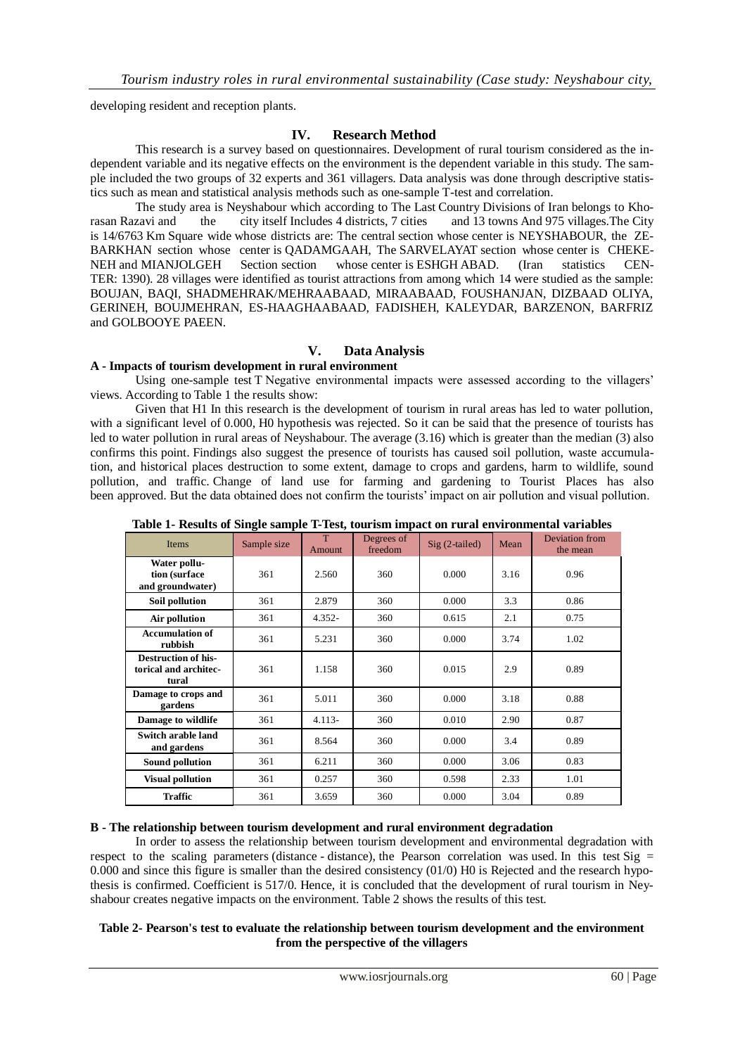developing resident and reception plants.

## IV. Research Method

This research is a survey based on questionnaires. Development of rural tourism considered as the independent variable and its negative effects on the environment is the dependent variable in this study. The sample included the two groups of 32 experts and 361 villagers. Data analysis was done through descriptive statistics such as mean and statistical analysis methods such as one-sample T-test and correlation.

The study area is Neyshabour which according to The Last Country Divisions of Iran belongs to Khorasan Razavi and the city itself Includes 4 districts, 7 cities and 13 towns And 975 villages.The City is 14/6763 Km Square wide whose districts are: The central section whose center is NEYSHABOUR, the ZEBARKHAN section whose center is QADAMGAAH, The SARVELAYAT section whose center is CHEKENEH and MIANJOLGEH Section section whose center is ESHGH ABAD. (Iran statistics CENTER: 1390). 28 villages were identified as tourist attractions from among which 14 were studied as the sample: BOUJAN, BAQI, SHADMEHRAK/MEHRAABAAD, MIRAABAAD, FOUSHANJAN, DIZBAAD OLIYA, GERINEH, BOUJMEHRAN, ES-HAAGHAABAAD, FADISHEH, KALEYDAR, BARZENON, BARFRIZ and GOLBOOYE PAEEN.

## V. Data Analysis

### A - Impacts of tourism development in rural environment

Using one-sample test T Negative environmental impacts were assessed according to the villagers' views. According to Table 1 the results show:

Given that H1 In this research is the development of tourism in rural areas has led to water pollution, with a significant level of 0.000, H0 hypothesis was rejected. So it can be said that the presence of tourists has led to water pollution in rural areas of Neyshabour. The average (3.16) which is greater than the median (3) also confirms this point. Findings also suggest the presence of tourists has caused soil pollution, waste accumulation, and historical places destruction to some extent, damage to crops and gardens, harm to wildlife, sound pollution, and traffic. Change of land use for farming and gardening to Tourist Places has also been approved. But the data obtained does not confirm the tourists' impact on air pollution and visual pollution.

**Table 1- Results of Single sample T-Test, tourism impact on rural environmental variables**

| Items | Sample size | T Amount | Degrees of freedom | Sig (2-tailed) | Mean | Deviation from the mean |
|---|---|---|---|---|---|---|
| **Water pollution (surface and groundwater)** | 361 | 2.560 | 360 | 0.000 | 3.16 | 0.96 |
| **Soil pollution** | 361 | 2.879 | 360 | 0.000 | 3.3 | 0.86 |
| **Air pollution** | 361 | 4.352- | 360 | 0.615 | 2.1 | 0.75 |
| **Accumulation of rubbish** | 361 | 5.231 | 360 | 0.000 | 3.74 | 1.02 |
| **Destruction of historical and architectural** | 361 | 1.158 | 360 | 0.015 | 2.9 | 0.89 |
| **Damage to crops and gardens** | 361 | 5.011 | 360 | 0.000 | 3.18 | 0.88 |
| **Damage to wildlife** | 361 | 4.113- | 360 | 0.010 | 2.90 | 0.87 |
| **Switch arable land and gardens** | 361 | 8.564 | 360 | 0.000 | 3.4 | 0.89 |
| **Sound pollution** | 361 | 6.211 | 360 | 0.000 | 3.06 | 0.83 |
| **Visual pollution** | 361 | 0.257 | 360 | 0.598 | 2.33 | 1.01 |
| **Traffic** | 361 | 3.659 | 360 | 0.000 | 3.04 | 0.89 |

### B - The relationship between tourism development and rural environment degradation

In order to assess the relationship between tourism development and environmental degradation with respect to the scaling parameters (distance - distance), the Pearson correlation was used. In this test Sig = 0.000 and since this figure is smaller than the desired consistency (01/0) H0 is Rejected and the research hypothesis is confirmed. Coefficient is 517/0. Hence, it is concluded that the development of rural tourism in Neyshabour creates negative impacts on the environment. Table 2 shows the results of this test.

**Table 2- Pearson's test to evaluate the relationship between tourism development and the environment from the perspective of the villagers**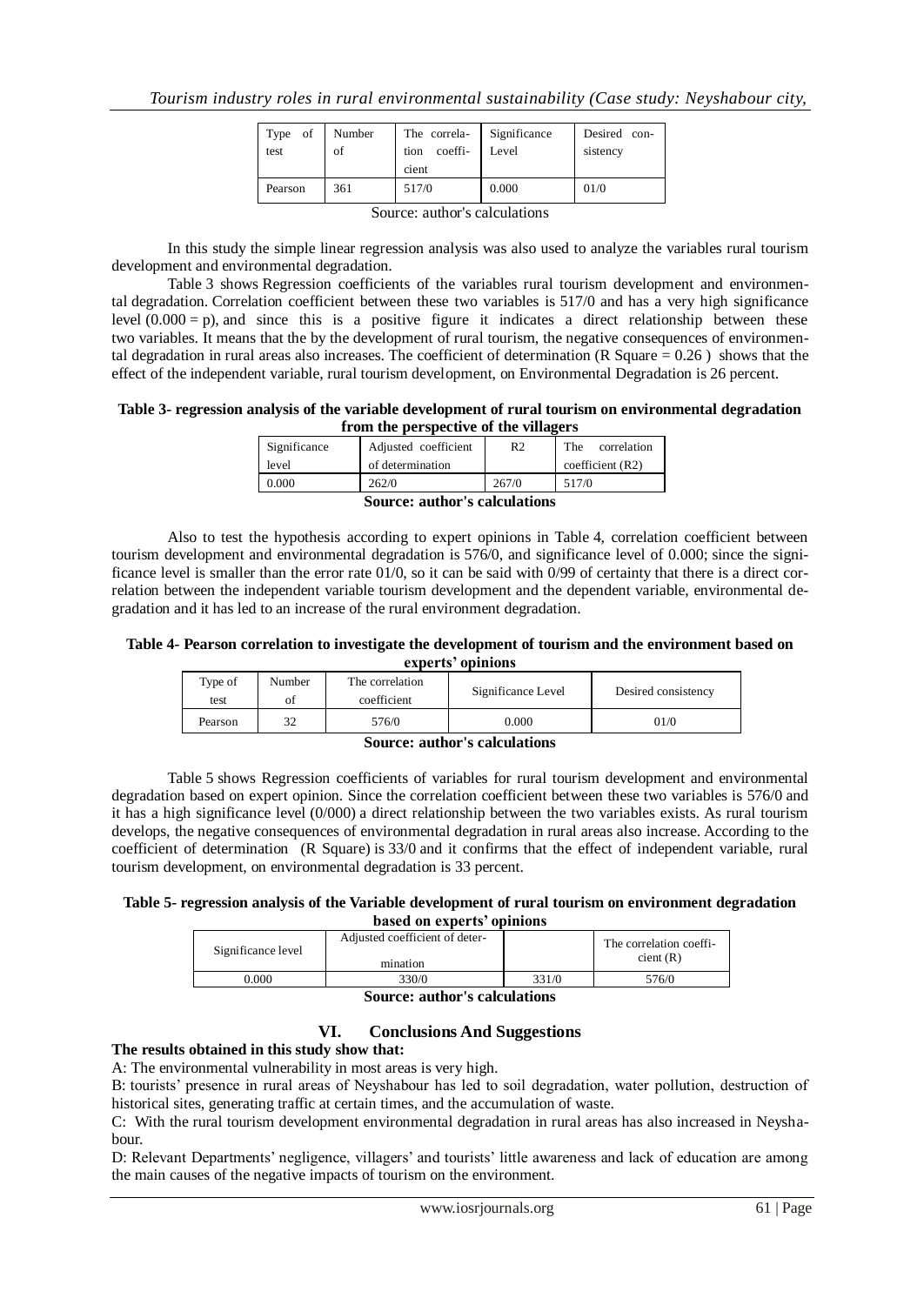| Type of test | Number of | The correlation coefficient | Significance Level | Desired consistency |
|---|---|---|---|---|
| Pearson | 361 | 517/0 | 0.000 | 01/0 |

Source: author's calculations

In this study the simple linear regression analysis was also used to analyze the variables rural tourism development and environmental degradation.

Table 3 shows Regression coefficients of the variables rural tourism development and environmental degradation. Correlation coefficient between these two variables is 517/0 and has a very high significance level (0.000 = p), and since this is a positive figure it indicates a direct relationship between these two variables. It means that the by the development of rural tourism, the negative consequences of environmental degradation in rural areas also increases. The coefficient of determination (R Square = 0.26 ) shows that the effect of the independent variable, rural tourism development, on Environmental Degradation is 26 percent.

**Table 3- regression analysis of the variable development of rural tourism on environmental degradation from the perspective of the villagers**

| Significance level | Adjusted coefficient of determination | R2 | The correlation coefficient (R2) |
|---|---|---|---|
| 0.000 | 262/0 | 267/0 | 517/0 |

**Source: author's calculations**

Also to test the hypothesis according to expert opinions in Table 4, correlation coefficient between tourism development and environmental degradation is 576/0, and significance level of 0.000; since the significance level is smaller than the error rate 01/0, so it can be said with 0/99 of certainty that there is a direct correlation between the independent variable tourism development and the dependent variable, environmental degradation and it has led to an increase of the rural environment degradation.

**Table 4- Pearson correlation to investigate the development of tourism and the environment based on experts' opinions**

| Type of test | Number of | The correlation coefficient | Significance Level | Desired consistency |
|---|---|---|---|---|
| Pearson | 32 | 576/0 | 0.000 | 01/0 |

**Source: author's calculations**

Table 5 shows Regression coefficients of variables for rural tourism development and environmental degradation based on expert opinion. Since the correlation coefficient between these two variables is 576/0 and it has a high significance level (0/000) a direct relationship between the two variables exists. As rural tourism develops, the negative consequences of environmental degradation in rural areas also increase. According to the coefficient of determination (R Square) is 33/0 and it confirms that the effect of independent variable, rural tourism development, on environmental degradation is 33 percent.

**Table 5- regression analysis of the Variable development of rural tourism on environment degradation based on experts' opinions**

| Significance level | Adjusted coefficient of determination | | The correlation coefficient (R) |
|---|---|---|---|
| 0.000 | 330/0 | 331/0 | 576/0 |

**Source: author's calculations**

## VI. Conclusions And Suggestions

**The results obtained in this study show that:**

A: The environmental vulnerability in most areas is very high.

B: tourists' presence in rural areas of Neyshabour has led to soil degradation, water pollution, destruction of historical sites, generating traffic at certain times, and the accumulation of waste.

C: With the rural tourism development environmental degradation in rural areas has also increased in Neyshabour.

D: Relevant Departments' negligence, villagers' and tourists' little awareness and lack of education are among the main causes of the negative impacts of tourism on the environment.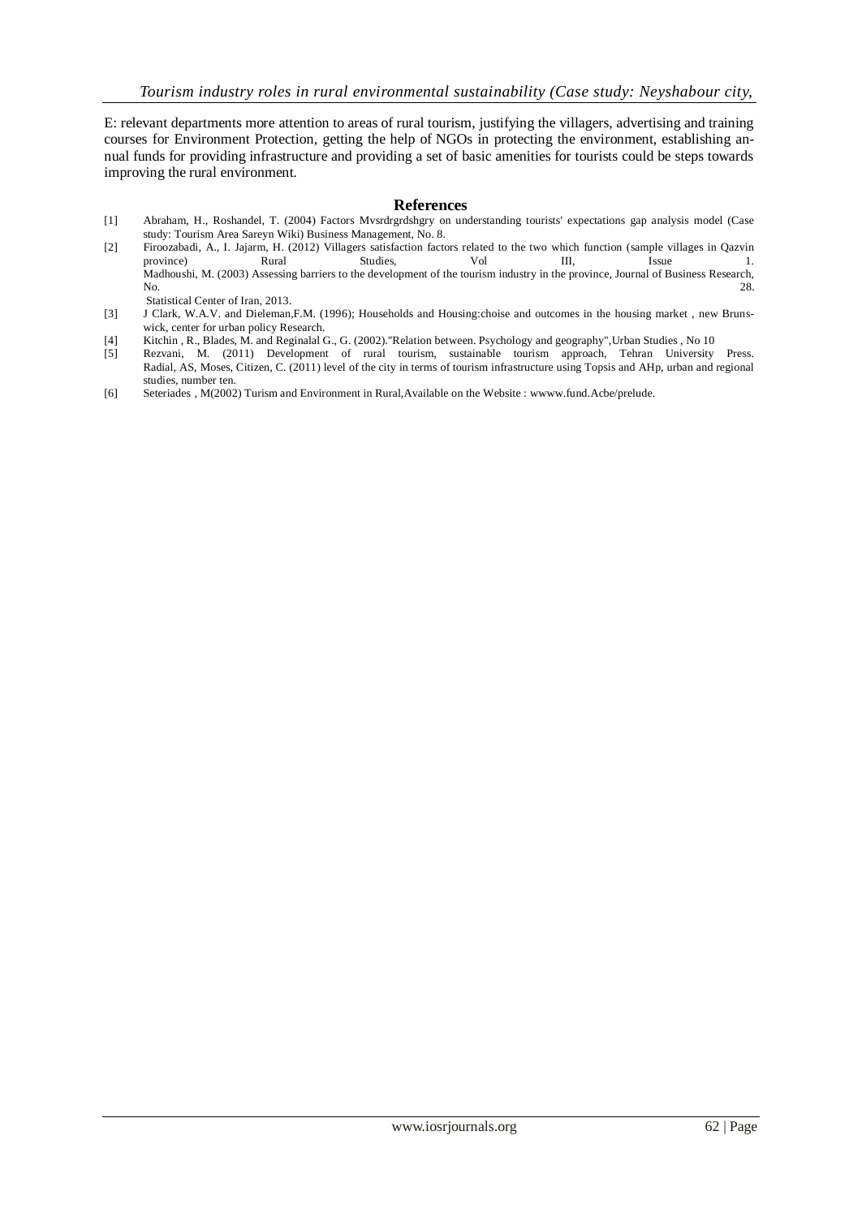E: relevant departments more attention to areas of rural tourism, justifying the villagers, advertising and training courses for Environment Protection, getting the help of NGOs in protecting the environment, establishing annual funds for providing infrastructure and providing a set of basic amenities for tourists could be steps towards improving the rural environment.

## References

[1] Abraham, H., Roshandel, T. (2004) Factors Mvsrdrgrdshgry on understanding tourists' expectations gap analysis model (Case study: Tourism Area Sareyn Wiki) Business Management, No. 8.

[2] Firoozabadi, A., I. Jajarm, H. (2012) Villagers satisfaction factors related to the two which function (sample villages in Qazvin province) Rural Studies, Vol III, Issue 1.
Madhoushi, M. (2003) Assessing barriers to the development of the tourism industry in the province, Journal of Business Research, No. 28.
Statistical Center of Iran, 2013.

[3] J Clark, W.A.V. and Dieleman,F.M. (1996); Households and Housing:choise and outcomes in the housing market , new Brunswick, center for urban policy Research.

[4] Kitchin , R., Blades, M. and Reginalal G., G. (2002)."Relation between. Psychology and geography",Urban Studies , No 10

[5] Rezvani, M. (2011) Development of rural tourism, sustainable tourism approach, Tehran University Press.
Radial, AS, Moses, Citizen, C. (2011) level of the city in terms of tourism infrastructure using Topsis and AHp, urban and regional studies, number ten.

[6] Seteriades , M(2002) Turism and Environment in Rural,Available on the Website : wwww.fund.Acbe/prelude.